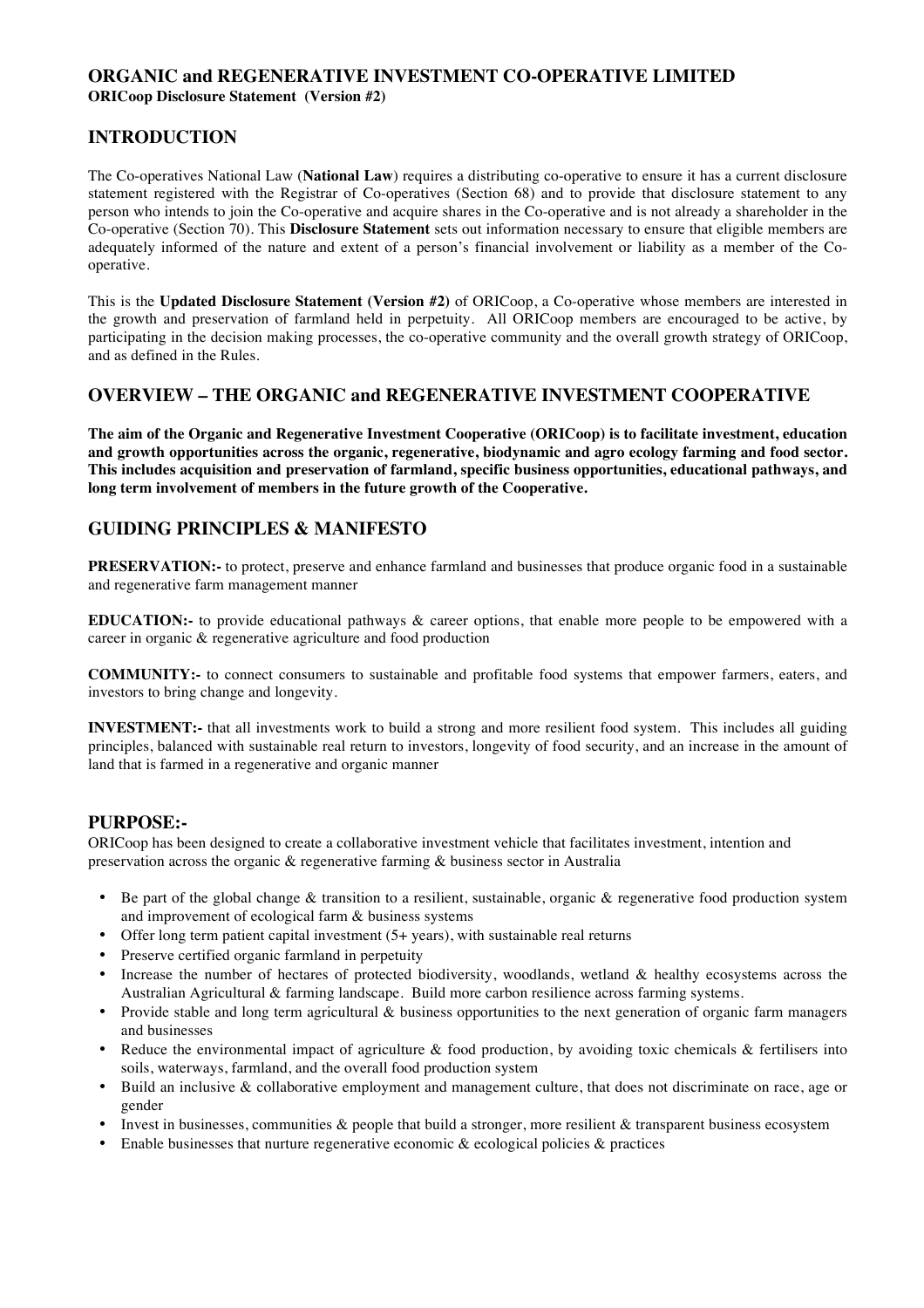# ORGANIC and REGENERATIVE INVESTMENT CO-OPERATIVE LIMITED

**ORICoop Disclosure Statement (Version #2)**

## INTRODUCTION

The Co-operatives National Law (**National Law**) requires a distributing co-operative to ensure it has a current disclosure statement registered with the Registrar of Co-operatives (Section 68) and to provide that disclosure statement to any person who intends to join the Co-operative and acquire shares in the Co-operative and is not already a shareholder in the Co-operative (Section 70). This **Disclosure Statement** sets out information necessary to ensure that eligible members are adequately informed of the nature and extent of a person's financial involvement or liability as a member of the Co-operative.

This is the **Updated Disclosure Statement (Version #2)** of ORICoop, a Co-operative whose members are interested in the growth and preservation of farmland held in perpetuity. All ORICoop members are encouraged to be active, by participating in the decision making processes, the co-operative community and the overall growth strategy of ORICoop, and as defined in the Rules.

## OVERVIEW – THE ORGANIC and REGENERATIVE INVESTMENT COOPERATIVE

**The aim of the Organic and Regenerative Investment Cooperative (ORICoop) is to facilitate investment, education and growth opportunities across the organic, regenerative, biodynamic and agro ecology farming and food sector. This includes acquisition and preservation of farmland, specific business opportunities, educational pathways, and long term involvement of members in the future growth of the Cooperative.**

## GUIDING PRINCIPLES & MANIFESTO

**PRESERVATION:-** to protect, preserve and enhance farmland and businesses that produce organic food in a sustainable and regenerative farm management manner

**EDUCATION:-** to provide educational pathways & career options, that enable more people to be empowered with a career in organic & regenerative agriculture and food production

**COMMUNITY:-** to connect consumers to sustainable and profitable food systems that empower farmers, eaters, and investors to bring change and longevity.

**INVESTMENT:-** that all investments work to build a strong and more resilient food system. This includes all guiding principles, balanced with sustainable real return to investors, longevity of food security, and an increase in the amount of land that is farmed in a regenerative and organic manner

## PURPOSE:-

ORICoop has been designed to create a collaborative investment vehicle that facilitates investment, intention and preservation across the organic & regenerative farming & business sector in Australia

- Be part of the global change & transition to a resilient, sustainable, organic & regenerative food production system and improvement of ecological farm & business systems
- Offer long term patient capital investment (5+ years), with sustainable real returns
- Preserve certified organic farmland in perpetuity
- Increase the number of hectares of protected biodiversity, woodlands, wetland & healthy ecosystems across the Australian Agricultural & farming landscape. Build more carbon resilience across farming systems.
- Provide stable and long term agricultural & business opportunities to the next generation of organic farm managers and businesses
- Reduce the environmental impact of agriculture & food production, by avoiding toxic chemicals & fertilisers into soils, waterways, farmland, and the overall food production system
- Build an inclusive & collaborative employment and management culture, that does not discriminate on race, age or gender
- Invest in businesses, communities & people that build a stronger, more resilient & transparent business ecosystem
- Enable businesses that nurture regenerative economic & ecological policies & practices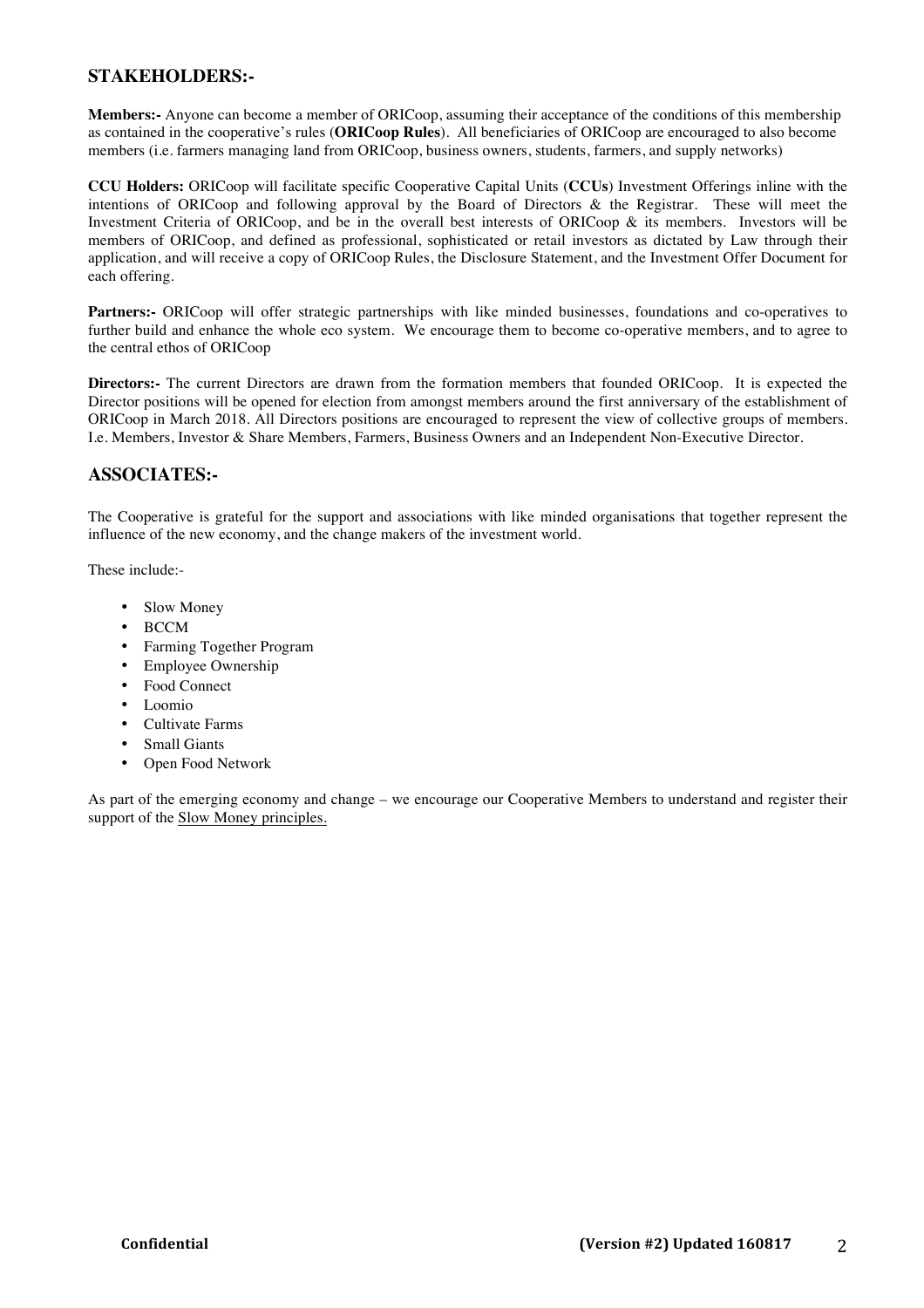## STAKEHOLDERS:-

**Members:-** Anyone can become a member of ORICoop, assuming their acceptance of the conditions of this membership as contained in the cooperative's rules (**ORICoop Rules**). All beneficiaries of ORICoop are encouraged to also become members (i.e. farmers managing land from ORICoop, business owners, students, farmers, and supply networks)

**CCU Holders:** ORICoop will facilitate specific Cooperative Capital Units (**CCUs**) Investment Offerings inline with the intentions of ORICoop and following approval by the Board of Directors & the Registrar. These will meet the Investment Criteria of ORICoop, and be in the overall best interests of ORICoop & its members. Investors will be members of ORICoop, and defined as professional, sophisticated or retail investors as dictated by Law through their application, and will receive a copy of ORICoop Rules, the Disclosure Statement, and the Investment Offer Document for each offering.

**Partners:-** ORICoop will offer strategic partnerships with like minded businesses, foundations and co-operatives to further build and enhance the whole eco system. We encourage them to become co-operative members, and to agree to the central ethos of ORICoop

**Directors:-** The current Directors are drawn from the formation members that founded ORICoop. It is expected the Director positions will be opened for election from amongst members around the first anniversary of the establishment of ORICoop in March 2018. All Directors positions are encouraged to represent the view of collective groups of members. I.e. Members, Investor & Share Members, Farmers, Business Owners and an Independent Non-Executive Director.

## ASSOCIATES:-

The Cooperative is grateful for the support and associations with like minded organisations that together represent the influence of the new economy, and the change makers of the investment world.

These include:-

- Slow Money
- BCCM
- Farming Together Program
- Employee Ownership
- Food Connect
- Loomio
- Cultivate Farms
- Small Giants
- Open Food Network

As part of the emerging economy and change – we encourage our Cooperative Members to understand and register their support of the Slow Money principles.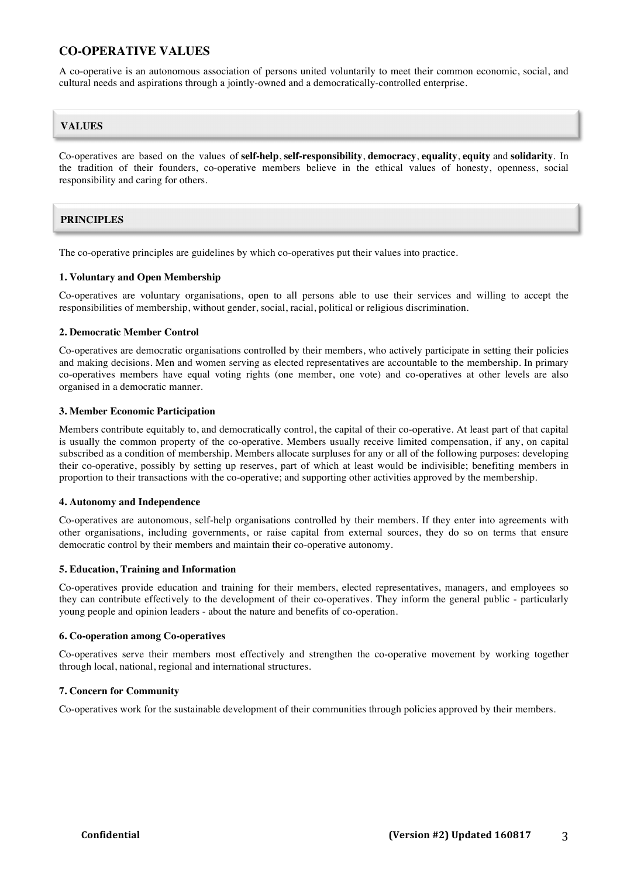## CO-OPERATIVE VALUES

A co-operative is an autonomous association of persons united voluntarily to meet their common economic, social, and cultural needs and aspirations through a jointly-owned and a democratically-controlled enterprise.

### VALUES

Co-operatives are based on the values of **self-help**, **self-responsibility**, **democracy**, **equality**, **equity** and **solidarity**. In the tradition of their founders, co-operative members believe in the ethical values of honesty, openness, social responsibility and caring for others.

### PRINCIPLES

The co-operative principles are guidelines by which co-operatives put their values into practice.

**1. Voluntary and Open Membership**

Co-operatives are voluntary organisations, open to all persons able to use their services and willing to accept the responsibilities of membership, without gender, social, racial, political or religious discrimination.

**2. Democratic Member Control**

Co-operatives are democratic organisations controlled by their members, who actively participate in setting their policies and making decisions. Men and women serving as elected representatives are accountable to the membership. In primary co-operatives members have equal voting rights (one member, one vote) and co-operatives at other levels are also organised in a democratic manner.

**3. Member Economic Participation**

Members contribute equitably to, and democratically control, the capital of their co-operative. At least part of that capital is usually the common property of the co-operative. Members usually receive limited compensation, if any, on capital subscribed as a condition of membership. Members allocate surpluses for any or all of the following purposes: developing their co-operative, possibly by setting up reserves, part of which at least would be indivisible; benefiting members in proportion to their transactions with the co-operative; and supporting other activities approved by the membership.

**4. Autonomy and Independence**

Co-operatives are autonomous, self-help organisations controlled by their members. If they enter into agreements with other organisations, including governments, or raise capital from external sources, they do so on terms that ensure democratic control by their members and maintain their co-operative autonomy.

**5. Education, Training and Information**

Co-operatives provide education and training for their members, elected representatives, managers, and employees so they can contribute effectively to the development of their co-operatives. They inform the general public - particularly young people and opinion leaders - about the nature and benefits of co-operation.

**6. Co-operation among Co-operatives**

Co-operatives serve their members most effectively and strengthen the co-operative movement by working together through local, national, regional and international structures.

**7. Concern for Community**

Co-operatives work for the sustainable development of their communities through policies approved by their members.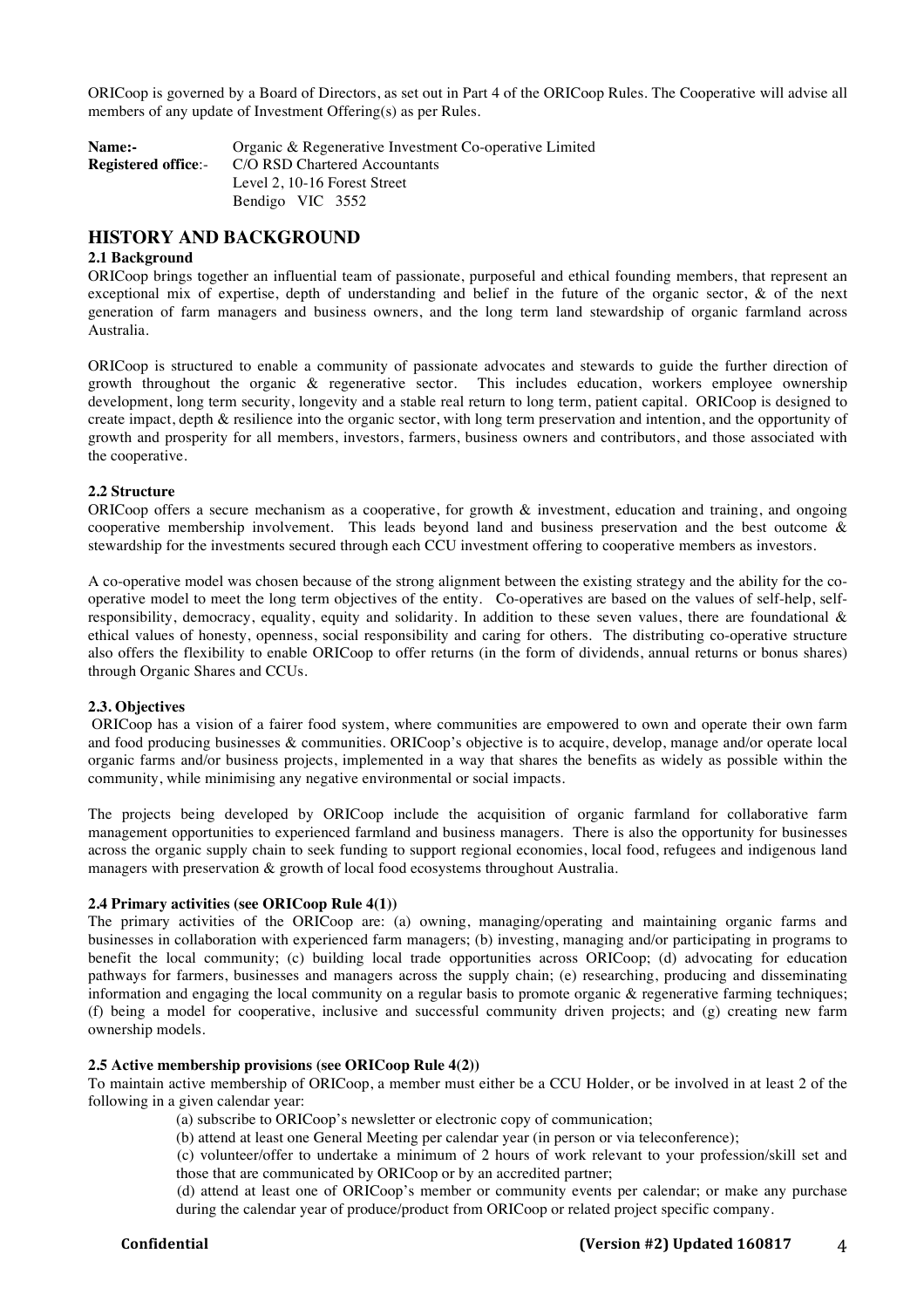ORICoop is governed by a Board of Directors, as set out in Part 4 of the ORICoop Rules. The Cooperative will advise all members of any update of Investment Offering(s) as per Rules.

**Name:-** Organic & Regenerative Investment Co-operative Limited
**Registered office**:- C/O RSD Chartered Accountants
Level 2, 10-16 Forest Street
Bendigo VIC 3552

## HISTORY AND BACKGROUND

### 2.1 Background

ORICoop brings together an influential team of passionate, purposeful and ethical founding members, that represent an exceptional mix of expertise, depth of understanding and belief in the future of the organic sector, & of the next generation of farm managers and business owners, and the long term land stewardship of organic farmland across Australia.

ORICoop is structured to enable a community of passionate advocates and stewards to guide the further direction of growth throughout the organic & regenerative sector. This includes education, workers employee ownership development, long term security, longevity and a stable real return to long term, patient capital. ORICoop is designed to create impact, depth & resilience into the organic sector, with long term preservation and intention, and the opportunity of growth and prosperity for all members, investors, farmers, business owners and contributors, and those associated with the cooperative.

### 2.2 Structure

ORICoop offers a secure mechanism as a cooperative, for growth & investment, education and training, and ongoing cooperative membership involvement. This leads beyond land and business preservation and the best outcome & stewardship for the investments secured through each CCU investment offering to cooperative members as investors.

A co-operative model was chosen because of the strong alignment between the existing strategy and the ability for the co-operative model to meet the long term objectives of the entity. Co-operatives are based on the values of self-help, self-responsibility, democracy, equality, equity and solidarity. In addition to these seven values, there are foundational & ethical values of honesty, openness, social responsibility and caring for others. The distributing co-operative structure also offers the flexibility to enable ORICoop to offer returns (in the form of dividends, annual returns or bonus shares) through Organic Shares and CCUs.

### 2.3. Objectives

ORICoop has a vision of a fairer food system, where communities are empowered to own and operate their own farm and food producing businesses & communities. ORICoop's objective is to acquire, develop, manage and/or operate local organic farms and/or business projects, implemented in a way that shares the benefits as widely as possible within the community, while minimising any negative environmental or social impacts.

The projects being developed by ORICoop include the acquisition of organic farmland for collaborative farm management opportunities to experienced farmland and business managers. There is also the opportunity for businesses across the organic supply chain to seek funding to support regional economies, local food, refugees and indigenous land managers with preservation & growth of local food ecosystems throughout Australia.

### 2.4 Primary activities (see ORICoop Rule 4(1))

The primary activities of the ORICoop are: (a) owning, managing/operating and maintaining organic farms and businesses in collaboration with experienced farm managers; (b) investing, managing and/or participating in programs to benefit the local community; (c) building local trade opportunities across ORICoop; (d) advocating for education pathways for farmers, businesses and managers across the supply chain; (e) researching, producing and disseminating information and engaging the local community on a regular basis to promote organic & regenerative farming techniques; (f) being a model for cooperative, inclusive and successful community driven projects; and (g) creating new farm ownership models.

### 2.5 Active membership provisions (see ORICoop Rule 4(2))

To maintain active membership of ORICoop, a member must either be a CCU Holder, or be involved in at least 2 of the following in a given calendar year:

(a) subscribe to ORICoop's newsletter or electronic copy of communication;

(b) attend at least one General Meeting per calendar year (in person or via teleconference);

(c) volunteer/offer to undertake a minimum of 2 hours of work relevant to your profession/skill set and those that are communicated by ORICoop or by an accredited partner;

(d) attend at least one of ORICoop's member or community events per calendar; or make any purchase during the calendar year of produce/product from ORICoop or related project specific company.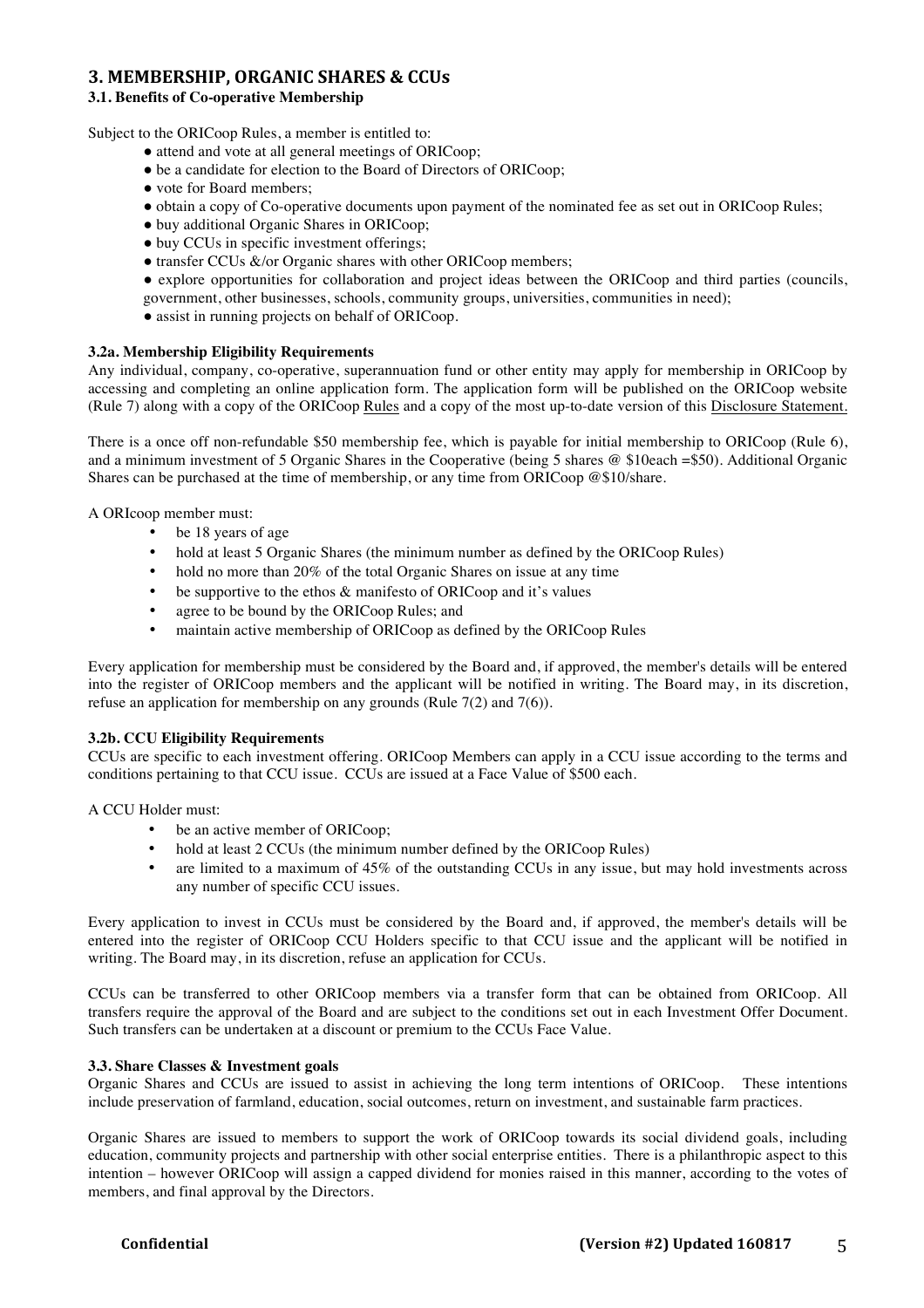## 3. MEMBERSHIP, ORGANIC SHARES & CCUs

### 3.1. Benefits of Co-operative Membership

Subject to the ORICoop Rules, a member is entitled to:

- attend and vote at all general meetings of ORICoop;
- be a candidate for election to the Board of Directors of ORICoop;
- vote for Board members;
- obtain a copy of Co-operative documents upon payment of the nominated fee as set out in ORICoop Rules;
- buy additional Organic Shares in ORICoop;
- buy CCUs in specific investment offerings;
- transfer CCUs &/or Organic shares with other ORICoop members;
- explore opportunities for collaboration and project ideas between the ORICoop and third parties (councils, government, other businesses, schools, community groups, universities, communities in need);
- assist in running projects on behalf of ORICoop.

### 3.2a. Membership Eligibility Requirements

Any individual, company, co-operative, superannuation fund or other entity may apply for membership in ORICoop by accessing and completing an online application form. The application form will be published on the ORICoop website (Rule 7) along with a copy of the ORICoop Rules and a copy of the most up-to-date version of this Disclosure Statement.

There is a once off non-refundable $50 membership fee, which is payable for initial membership to ORICoop (Rule 6), and a minimum investment of 5 Organic Shares in the Cooperative (being 5 shares @ $10each =$50). Additional Organic Shares can be purchased at the time of membership, or any time from ORICoop @$10/share.

A ORIcoop member must:

- be 18 years of age
- hold at least 5 Organic Shares (the minimum number as defined by the ORICoop Rules)
- hold no more than 20% of the total Organic Shares on issue at any time
- be supportive to the ethos & manifesto of ORICoop and it's values
- agree to be bound by the ORICoop Rules; and
- maintain active membership of ORICoop as defined by the ORICoop Rules

Every application for membership must be considered by the Board and, if approved, the member's details will be entered into the register of ORICoop members and the applicant will be notified in writing. The Board may, in its discretion, refuse an application for membership on any grounds (Rule 7(2) and 7(6)).

### 3.2b. CCU Eligibility Requirements

CCUs are specific to each investment offering. ORICoop Members can apply in a CCU issue according to the terms and conditions pertaining to that CCU issue. CCUs are issued at a Face Value of $500 each.

A CCU Holder must:

- be an active member of ORICoop;
- hold at least 2 CCUs (the minimum number defined by the ORICoop Rules)
- are limited to a maximum of 45% of the outstanding CCUs in any issue, but may hold investments across any number of specific CCU issues.

Every application to invest in CCUs must be considered by the Board and, if approved, the member's details will be entered into the register of ORICoop CCU Holders specific to that CCU issue and the applicant will be notified in writing. The Board may, in its discretion, refuse an application for CCUs.

CCUs can be transferred to other ORICoop members via a transfer form that can be obtained from ORICoop. All transfers require the approval of the Board and are subject to the conditions set out in each Investment Offer Document. Such transfers can be undertaken at a discount or premium to the CCUs Face Value.

### 3.3. Share Classes & Investment goals

Organic Shares and CCUs are issued to assist in achieving the long term intentions of ORICoop. These intentions include preservation of farmland, education, social outcomes, return on investment, and sustainable farm practices.

Organic Shares are issued to members to support the work of ORICoop towards its social dividend goals, including education, community projects and partnership with other social enterprise entities. There is a philanthropic aspect to this intention – however ORICoop will assign a capped dividend for monies raised in this manner, according to the votes of members, and final approval by the Directors.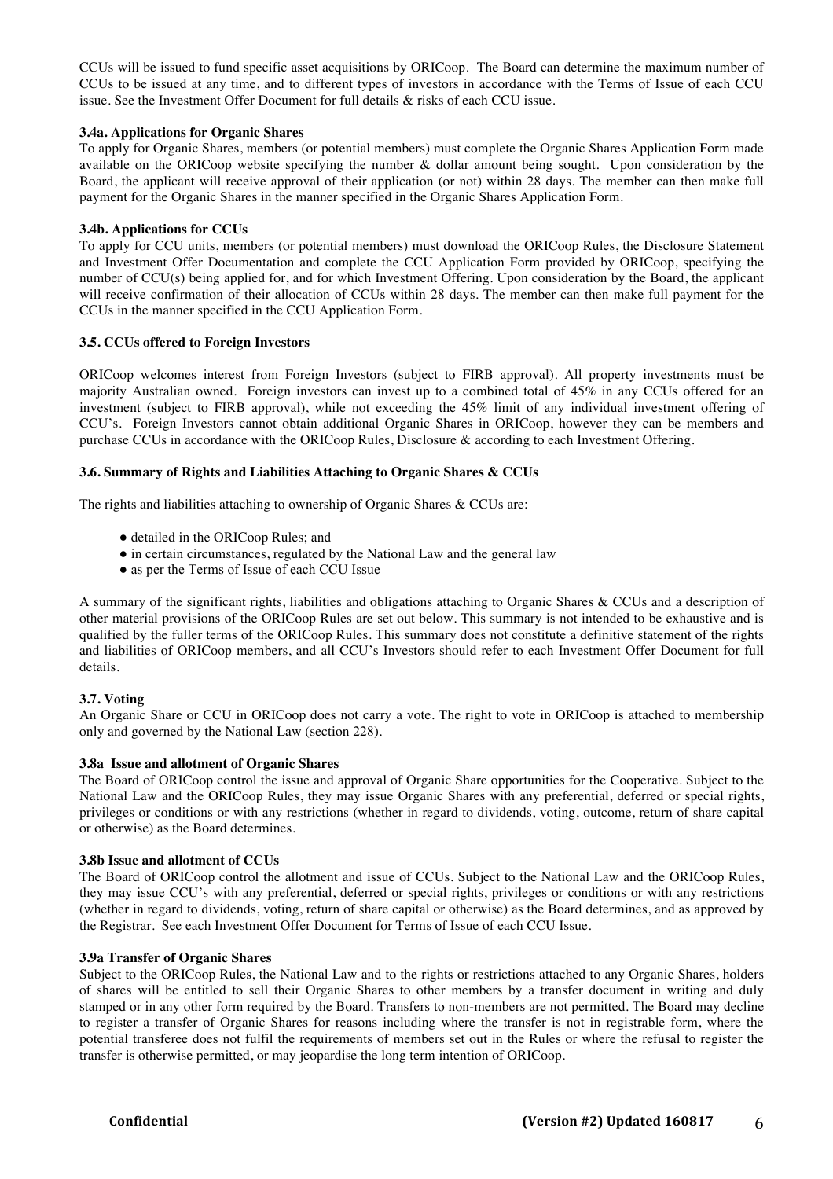CCUs will be issued to fund specific asset acquisitions by ORICoop. The Board can determine the maximum number of CCUs to be issued at any time, and to different types of investors in accordance with the Terms of Issue of each CCU issue. See the Investment Offer Document for full details & risks of each CCU issue.

### 3.4a. Applications for Organic Shares

To apply for Organic Shares, members (or potential members) must complete the Organic Shares Application Form made available on the ORICoop website specifying the number & dollar amount being sought. Upon consideration by the Board, the applicant will receive approval of their application (or not) within 28 days. The member can then make full payment for the Organic Shares in the manner specified in the Organic Shares Application Form.

### 3.4b. Applications for CCUs

To apply for CCU units, members (or potential members) must download the ORICoop Rules, the Disclosure Statement and Investment Offer Documentation and complete the CCU Application Form provided by ORICoop, specifying the number of CCU(s) being applied for, and for which Investment Offering. Upon consideration by the Board, the applicant will receive confirmation of their allocation of CCUs within 28 days. The member can then make full payment for the CCUs in the manner specified in the CCU Application Form.

### 3.5. CCUs offered to Foreign Investors

ORICoop welcomes interest from Foreign Investors (subject to FIRB approval). All property investments must be majority Australian owned. Foreign investors can invest up to a combined total of 45% in any CCUs offered for an investment (subject to FIRB approval), while not exceeding the 45% limit of any individual investment offering of CCU's. Foreign Investors cannot obtain additional Organic Shares in ORICoop, however they can be members and purchase CCUs in accordance with the ORICoop Rules, Disclosure & according to each Investment Offering.

### 3.6. Summary of Rights and Liabilities Attaching to Organic Shares & CCUs

The rights and liabilities attaching to ownership of Organic Shares & CCUs are:

- detailed in the ORICoop Rules; and
- in certain circumstances, regulated by the National Law and the general law
- as per the Terms of Issue of each CCU Issue

A summary of the significant rights, liabilities and obligations attaching to Organic Shares & CCUs and a description of other material provisions of the ORICoop Rules are set out below. This summary is not intended to be exhaustive and is qualified by the fuller terms of the ORICoop Rules. This summary does not constitute a definitive statement of the rights and liabilities of ORICoop members, and all CCU's Investors should refer to each Investment Offer Document for full details.

### 3.7. Voting

An Organic Share or CCU in ORICoop does not carry a vote. The right to vote in ORICoop is attached to membership only and governed by the National Law (section 228).

### 3.8a Issue and allotment of Organic Shares

The Board of ORICoop control the issue and approval of Organic Share opportunities for the Cooperative. Subject to the National Law and the ORICoop Rules, they may issue Organic Shares with any preferential, deferred or special rights, privileges or conditions or with any restrictions (whether in regard to dividends, voting, outcome, return of share capital or otherwise) as the Board determines.

### 3.8b Issue and allotment of CCUs

The Board of ORICoop control the allotment and issue of CCUs. Subject to the National Law and the ORICoop Rules, they may issue CCU's with any preferential, deferred or special rights, privileges or conditions or with any restrictions (whether in regard to dividends, voting, return of share capital or otherwise) as the Board determines, and as approved by the Registrar. See each Investment Offer Document for Terms of Issue of each CCU Issue.

### 3.9a Transfer of Organic Shares

Subject to the ORICoop Rules, the National Law and to the rights or restrictions attached to any Organic Shares, holders of shares will be entitled to sell their Organic Shares to other members by a transfer document in writing and duly stamped or in any other form required by the Board. Transfers to non-members are not permitted. The Board may decline to register a transfer of Organic Shares for reasons including where the transfer is not in registrable form, where the potential transferee does not fulfil the requirements of members set out in the Rules or where the refusal to register the transfer is otherwise permitted, or may jeopardise the long term intention of ORICoop.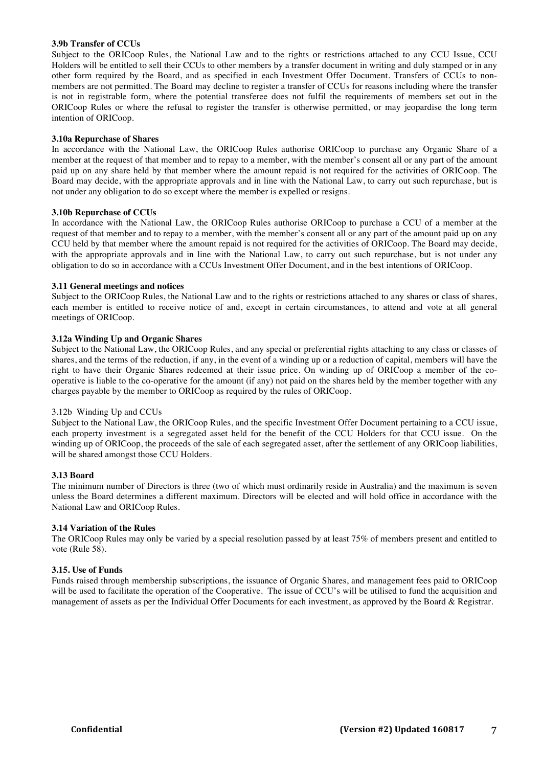### 3.9b Transfer of CCUs

Subject to the ORICoop Rules, the National Law and to the rights or restrictions attached to any CCU Issue, CCU Holders will be entitled to sell their CCUs to other members by a transfer document in writing and duly stamped or in any other form required by the Board, and as specified in each Investment Offer Document. Transfers of CCUs to non-members are not permitted. The Board may decline to register a transfer of CCUs for reasons including where the transfer is not in registrable form, where the potential transferee does not fulfil the requirements of members set out in the ORICoop Rules or where the refusal to register the transfer is otherwise permitted, or may jeopardise the long term intention of ORICoop.

### 3.10a Repurchase of Shares

In accordance with the National Law, the ORICoop Rules authorise ORICoop to purchase any Organic Share of a member at the request of that member and to repay to a member, with the member's consent all or any part of the amount paid up on any share held by that member where the amount repaid is not required for the activities of ORICoop. The Board may decide, with the appropriate approvals and in line with the National Law, to carry out such repurchase, but is not under any obligation to do so except where the member is expelled or resigns.

### 3.10b Repurchase of CCUs

In accordance with the National Law, the ORICoop Rules authorise ORICoop to purchase a CCU of a member at the request of that member and to repay to a member, with the member's consent all or any part of the amount paid up on any CCU held by that member where the amount repaid is not required for the activities of ORICoop. The Board may decide, with the appropriate approvals and in line with the National Law, to carry out such repurchase, but is not under any obligation to do so in accordance with a CCUs Investment Offer Document, and in the best intentions of ORICoop.

### 3.11 General meetings and notices

Subject to the ORICoop Rules, the National Law and to the rights or restrictions attached to any shares or class of shares, each member is entitled to receive notice of and, except in certain circumstances, to attend and vote at all general meetings of ORICoop.

### 3.12a Winding Up and Organic Shares

Subject to the National Law, the ORICoop Rules, and any special or preferential rights attaching to any class or classes of shares, and the terms of the reduction, if any, in the event of a winding up or a reduction of capital, members will have the right to have their Organic Shares redeemed at their issue price. On winding up of ORICoop a member of the co-operative is liable to the co-operative for the amount (if any) not paid on the shares held by the member together with any charges payable by the member to ORICoop as required by the rules of ORICoop.

### 3.12b Winding Up and CCUs

Subject to the National Law, the ORICoop Rules, and the specific Investment Offer Document pertaining to a CCU issue, each property investment is a segregated asset held for the benefit of the CCU Holders for that CCU issue. On the winding up of ORICoop, the proceeds of the sale of each segregated asset, after the settlement of any ORICoop liabilities, will be shared amongst those CCU Holders.

### 3.13 Board

The minimum number of Directors is three (two of which must ordinarily reside in Australia) and the maximum is seven unless the Board determines a different maximum. Directors will be elected and will hold office in accordance with the National Law and ORICoop Rules.

### 3.14 Variation of the Rules

The ORICoop Rules may only be varied by a special resolution passed by at least 75% of members present and entitled to vote (Rule 58).

### 3.15. Use of Funds

Funds raised through membership subscriptions, the issuance of Organic Shares, and management fees paid to ORICoop will be used to facilitate the operation of the Cooperative. The issue of CCU's will be utilised to fund the acquisition and management of assets as per the Individual Offer Documents for each investment, as approved by the Board & Registrar.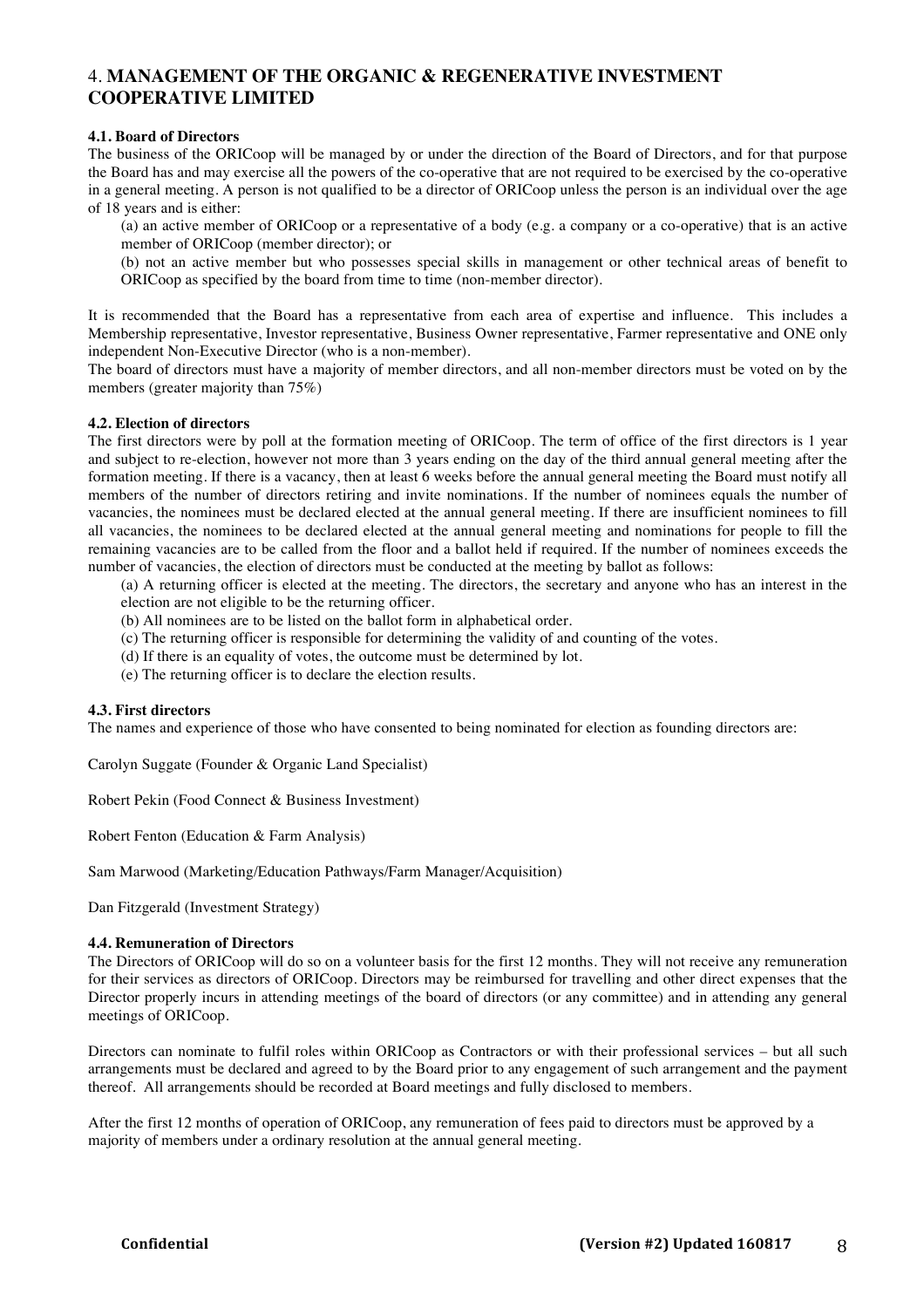## 4. MANAGEMENT OF THE ORGANIC & REGENERATIVE INVESTMENT COOPERATIVE LIMITED

### 4.1. Board of Directors

The business of the ORICoop will be managed by or under the direction of the Board of Directors, and for that purpose the Board has and may exercise all the powers of the co-operative that are not required to be exercised by the co-operative in a general meeting. A person is not qualified to be a director of ORICoop unless the person is an individual over the age of 18 years and is either:

(a) an active member of ORICoop or a representative of a body (e.g. a company or a co-operative) that is an active member of ORICoop (member director); or

(b) not an active member but who possesses special skills in management or other technical areas of benefit to ORICoop as specified by the board from time to time (non-member director).

It is recommended that the Board has a representative from each area of expertise and influence. This includes a Membership representative, Investor representative, Business Owner representative, Farmer representative and ONE only independent Non-Executive Director (who is a non-member).

The board of directors must have a majority of member directors, and all non-member directors must be voted on by the members (greater majority than 75%)

### 4.2. Election of directors

The first directors were by poll at the formation meeting of ORICoop. The term of office of the first directors is 1 year and subject to re-election, however not more than 3 years ending on the day of the third annual general meeting after the formation meeting. If there is a vacancy, then at least 6 weeks before the annual general meeting the Board must notify all members of the number of directors retiring and invite nominations. If the number of nominees equals the number of vacancies, the nominees must be declared elected at the annual general meeting. If there are insufficient nominees to fill all vacancies, the nominees to be declared elected at the annual general meeting and nominations for people to fill the remaining vacancies are to be called from the floor and a ballot held if required. If the number of nominees exceeds the number of vacancies, the election of directors must be conducted at the meeting by ballot as follows:

(a) A returning officer is elected at the meeting. The directors, the secretary and anyone who has an interest in the election are not eligible to be the returning officer.

(b) All nominees are to be listed on the ballot form in alphabetical order.

(c) The returning officer is responsible for determining the validity of and counting of the votes.

(d) If there is an equality of votes, the outcome must be determined by lot.

(e) The returning officer is to declare the election results.

### 4.3. First directors

The names and experience of those who have consented to being nominated for election as founding directors are:

Carolyn Suggate (Founder & Organic Land Specialist)

Robert Pekin (Food Connect & Business Investment)

Robert Fenton (Education & Farm Analysis)

Sam Marwood (Marketing/Education Pathways/Farm Manager/Acquisition)

Dan Fitzgerald (Investment Strategy)

### 4.4. Remuneration of Directors

The Directors of ORICoop will do so on a volunteer basis for the first 12 months. They will not receive any remuneration for their services as directors of ORICoop. Directors may be reimbursed for travelling and other direct expenses that the Director properly incurs in attending meetings of the board of directors (or any committee) and in attending any general meetings of ORICoop.

Directors can nominate to fulfil roles within ORICoop as Contractors or with their professional services – but all such arrangements must be declared and agreed to by the Board prior to any engagement of such arrangement and the payment thereof. All arrangements should be recorded at Board meetings and fully disclosed to members.

After the first 12 months of operation of ORICoop, any remuneration of fees paid to directors must be approved by a majority of members under a ordinary resolution at the annual general meeting.

**Confidential** **(Version #2) Updated 160817**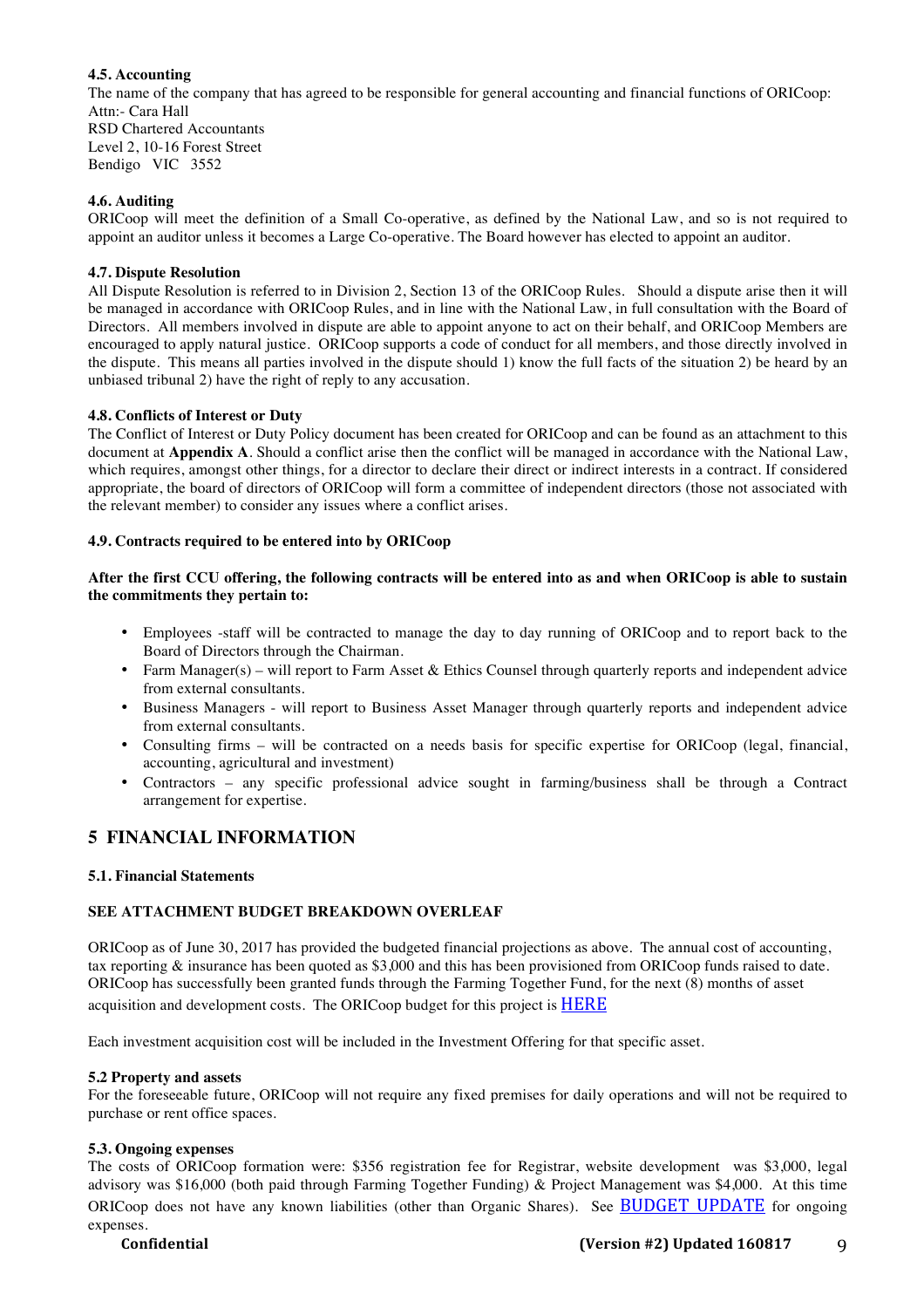#### 4.5. Accounting

The name of the company that has agreed to be responsible for general accounting and financial functions of ORICoop:
Attn:- Cara Hall
RSD Chartered Accountants
Level 2, 10-16 Forest Street
Bendigo VIC 3552

#### 4.6. Auditing

ORICoop will meet the definition of a Small Co-operative, as defined by the National Law, and so is not required to appoint an auditor unless it becomes a Large Co-operative. The Board however has elected to appoint an auditor.

#### 4.7. Dispute Resolution

All Dispute Resolution is referred to in Division 2, Section 13 of the ORICoop Rules. Should a dispute arise then it will be managed in accordance with ORICoop Rules, and in line with the National Law, in full consultation with the Board of Directors. All members involved in dispute are able to appoint anyone to act on their behalf, and ORICoop Members are encouraged to apply natural justice. ORICoop supports a code of conduct for all members, and those directly involved in the dispute. This means all parties involved in the dispute should 1) know the full facts of the situation 2) be heard by an unbiased tribunal 2) have the right of reply to any accusation.

#### 4.8. Conflicts of Interest or Duty

The Conflict of Interest or Duty Policy document has been created for ORICoop and can be found as an attachment to this document at **Appendix A**. Should a conflict arise then the conflict will be managed in accordance with the National Law, which requires, amongst other things, for a director to declare their direct or indirect interests in a contract. If considered appropriate, the board of directors of ORICoop will form a committee of independent directors (those not associated with the relevant member) to consider any issues where a conflict arises.

#### 4.9. Contracts required to be entered into by ORICoop

**After the first CCU offering, the following contracts will be entered into as and when ORICoop is able to sustain the commitments they pertain to:**

- Employees -staff will be contracted to manage the day to day running of ORICoop and to report back to the Board of Directors through the Chairman.
- Farm Manager(s) – will report to Farm Asset & Ethics Counsel through quarterly reports and independent advice from external consultants.
- Business Managers - will report to Business Asset Manager through quarterly reports and independent advice from external consultants.
- Consulting firms – will be contracted on a needs basis for specific expertise for ORICoop (legal, financial, accounting, agricultural and investment)
- Contractors – any specific professional advice sought in farming/business shall be through a Contract arrangement for expertise.

## 5 FINANCIAL INFORMATION

#### 5.1. Financial Statements

**SEE ATTACHMENT BUDGET BREAKDOWN OVERLEAF**

ORICoop as of June 30, 2017 has provided the budgeted financial projections as above. The annual cost of accounting, tax reporting & insurance has been quoted as $3,000 and this has been provisioned from ORICoop funds raised to date. ORICoop has successfully been granted funds through the Farming Together Fund, for the next (8) months of asset acquisition and development costs. The ORICoop budget for this project is HERE

Each investment acquisition cost will be included in the Investment Offering for that specific asset.

#### 5.2 Property and assets

For the foreseeable future, ORICoop will not require any fixed premises for daily operations and will not be required to purchase or rent office spaces.

#### 5.3. Ongoing expenses

The costs of ORICoop formation were: $356 registration fee for Registrar, website development was $3,000, legal advisory was $16,000 (both paid through Farming Together Funding) & Project Management was $4,000. At this time ORICoop does not have any known liabilities (other than Organic Shares). See BUDGET UPDATE for ongoing expenses.

**Confidential** **(Version #2) Updated 160817**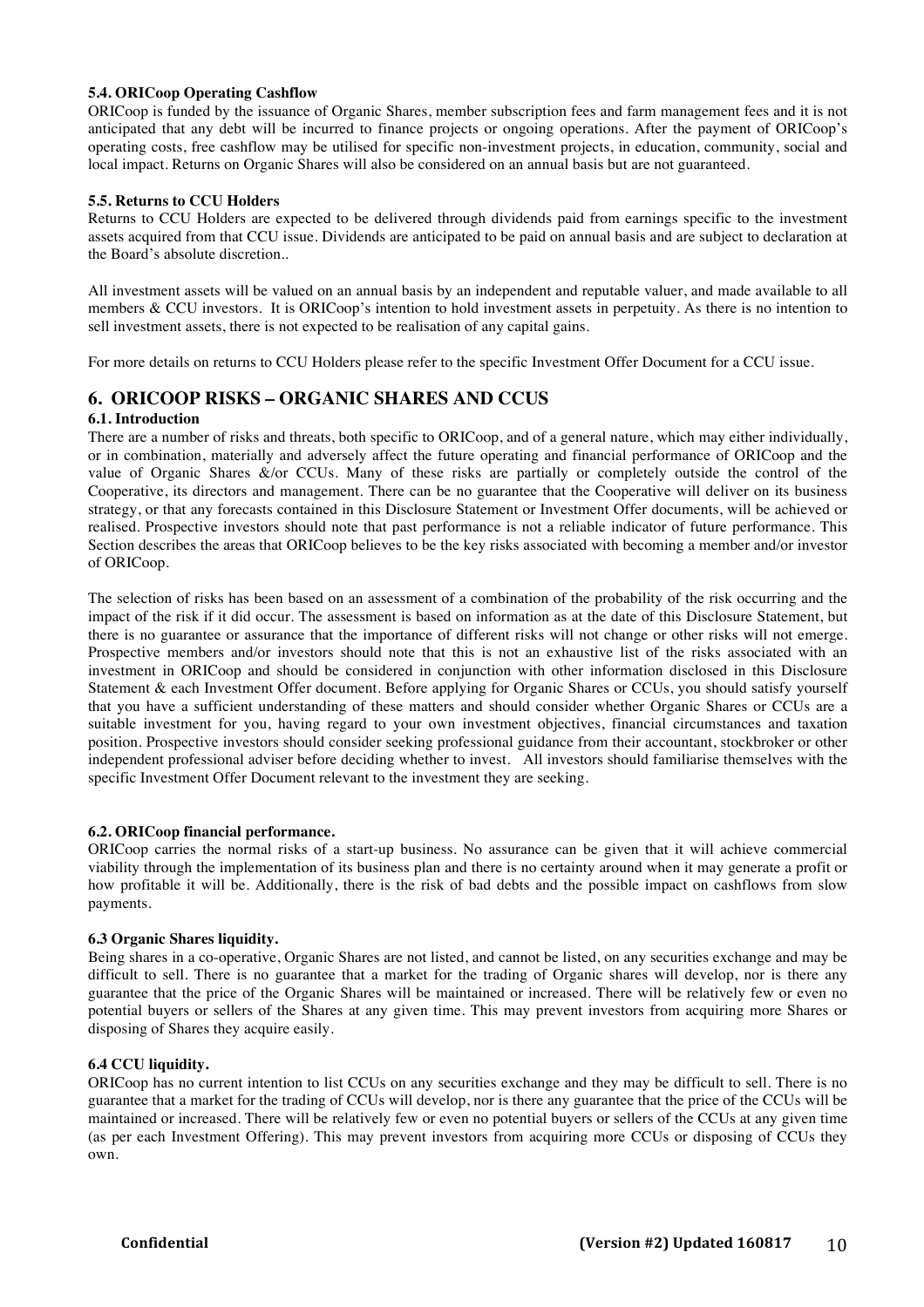### 5.4. ORICoop Operating Cashflow

ORICoop is funded by the issuance of Organic Shares, member subscription fees and farm management fees and it is not anticipated that any debt will be incurred to finance projects or ongoing operations. After the payment of ORICoop's operating costs, free cashflow may be utilised for specific non-investment projects, in education, community, social and local impact. Returns on Organic Shares will also be considered on an annual basis but are not guaranteed.

### 5.5. Returns to CCU Holders

Returns to CCU Holders are expected to be delivered through dividends paid from earnings specific to the investment assets acquired from that CCU issue. Dividends are anticipated to be paid on annual basis and are subject to declaration at the Board's absolute discretion..

All investment assets will be valued on an annual basis by an independent and reputable valuer, and made available to all members & CCU investors. It is ORICoop's intention to hold investment assets in perpetuity. As there is no intention to sell investment assets, there is not expected to be realisation of any capital gains.

For more details on returns to CCU Holders please refer to the specific Investment Offer Document for a CCU issue.

## 6. ORICOOP RISKS – ORGANIC SHARES AND CCUS

### 6.1. Introduction

There are a number of risks and threats, both specific to ORICoop, and of a general nature, which may either individually, or in combination, materially and adversely affect the future operating and financial performance of ORICoop and the value of Organic Shares &/or CCUs. Many of these risks are partially or completely outside the control of the Cooperative, its directors and management. There can be no guarantee that the Cooperative will deliver on its business strategy, or that any forecasts contained in this Disclosure Statement or Investment Offer documents, will be achieved or realised. Prospective investors should note that past performance is not a reliable indicator of future performance. This Section describes the areas that ORICoop believes to be the key risks associated with becoming a member and/or investor of ORICoop.

The selection of risks has been based on an assessment of a combination of the probability of the risk occurring and the impact of the risk if it did occur. The assessment is based on information as at the date of this Disclosure Statement, but there is no guarantee or assurance that the importance of different risks will not change or other risks will not emerge. Prospective members and/or investors should note that this is not an exhaustive list of the risks associated with an investment in ORICoop and should be considered in conjunction with other information disclosed in this Disclosure Statement & each Investment Offer document. Before applying for Organic Shares or CCUs, you should satisfy yourself that you have a sufficient understanding of these matters and should consider whether Organic Shares or CCUs are a suitable investment for you, having regard to your own investment objectives, financial circumstances and taxation position. Prospective investors should consider seeking professional guidance from their accountant, stockbroker or other independent professional adviser before deciding whether to invest. All investors should familiarise themselves with the specific Investment Offer Document relevant to the investment they are seeking.

### 6.2. ORICoop financial performance.

ORICoop carries the normal risks of a start-up business. No assurance can be given that it will achieve commercial viability through the implementation of its business plan and there is no certainty around when it may generate a profit or how profitable it will be. Additionally, there is the risk of bad debts and the possible impact on cashflows from slow payments.

### 6.3 Organic Shares liquidity.

Being shares in a co-operative, Organic Shares are not listed, and cannot be listed, on any securities exchange and may be difficult to sell. There is no guarantee that a market for the trading of Organic shares will develop, nor is there any guarantee that the price of the Organic Shares will be maintained or increased. There will be relatively few or even no potential buyers or sellers of the Shares at any given time. This may prevent investors from acquiring more Shares or disposing of Shares they acquire easily.

### 6.4 CCU liquidity.

ORICoop has no current intention to list CCUs on any securities exchange and they may be difficult to sell. There is no guarantee that a market for the trading of CCUs will develop, nor is there any guarantee that the price of the CCUs will be maintained or increased. There will be relatively few or even no potential buyers or sellers of the CCUs at any given time (as per each Investment Offering). This may prevent investors from acquiring more CCUs or disposing of CCUs they own.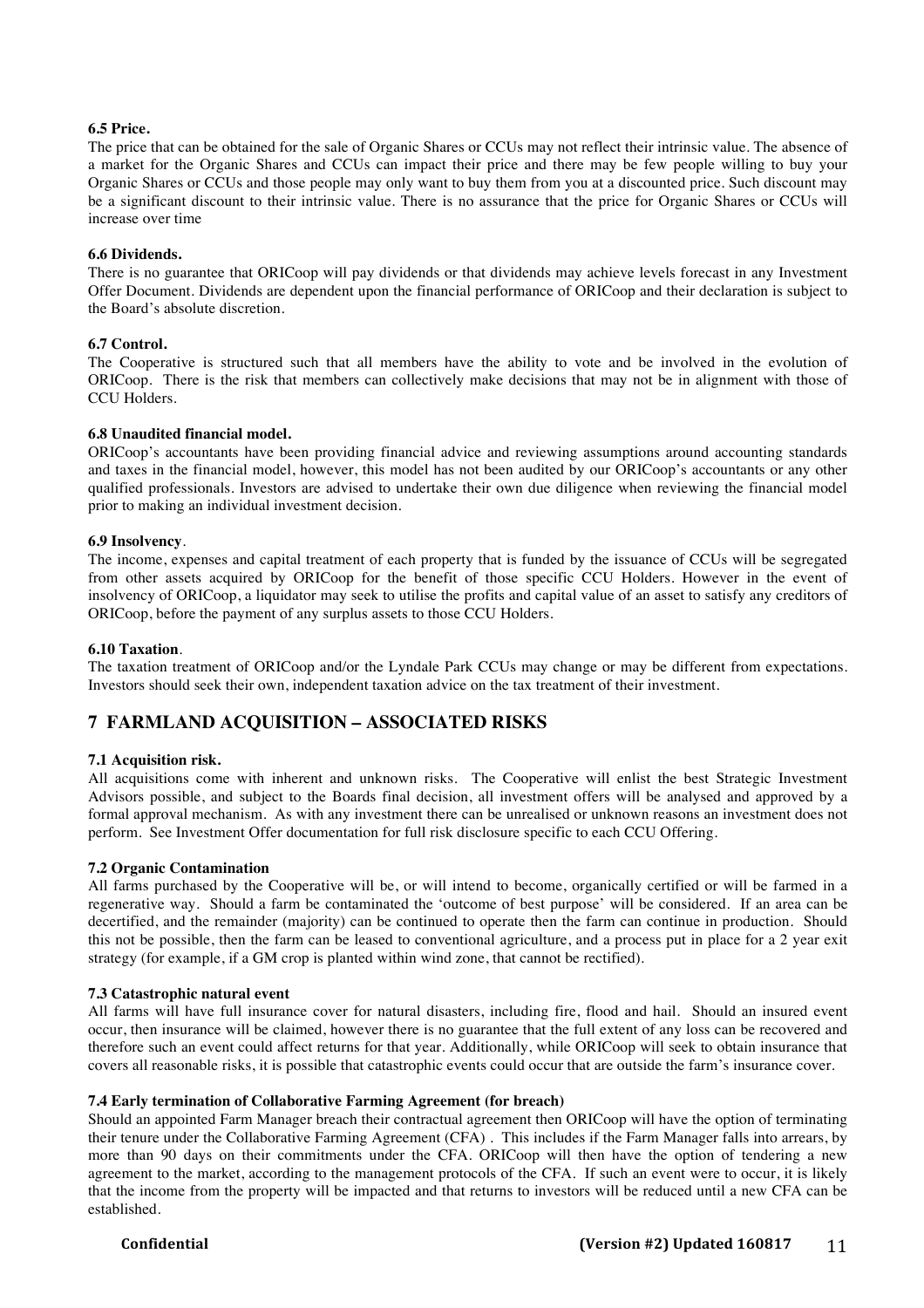**6.5 Price.**
The price that can be obtained for the sale of Organic Shares or CCUs may not reflect their intrinsic value. The absence of a market for the Organic Shares and CCUs can impact their price and there may be few people willing to buy your Organic Shares or CCUs and those people may only want to buy them from you at a discounted price. Such discount may be a significant discount to their intrinsic value. There is no assurance that the price for Organic Shares or CCUs will increase over time

**6.6 Dividends.**
There is no guarantee that ORICoop will pay dividends or that dividends may achieve levels forecast in any Investment Offer Document. Dividends are dependent upon the financial performance of ORICoop and their declaration is subject to the Board's absolute discretion.

**6.7 Control.**
The Cooperative is structured such that all members have the ability to vote and be involved in the evolution of ORICoop. There is the risk that members can collectively make decisions that may not be in alignment with those of CCU Holders.

**6.8 Unaudited financial model.**
ORICoop's accountants have been providing financial advice and reviewing assumptions around accounting standards and taxes in the financial model, however, this model has not been audited by our ORICoop's accountants or any other qualified professionals. Investors are advised to undertake their own due diligence when reviewing the financial model prior to making an individual investment decision.

**6.9 Insolvency**.
The income, expenses and capital treatment of each property that is funded by the issuance of CCUs will be segregated from other assets acquired by ORICoop for the benefit of those specific CCU Holders. However in the event of insolvency of ORICoop, a liquidator may seek to utilise the profits and capital value of an asset to satisfy any creditors of ORICoop, before the payment of any surplus assets to those CCU Holders.

**6.10 Taxation**.
The taxation treatment of ORICoop and/or the Lyndale Park CCUs may change or may be different from expectations. Investors should seek their own, independent taxation advice on the tax treatment of their investment.

## 7 FARMLAND ACQUISITION – ASSOCIATED RISKS

**7.1 Acquisition risk.**
All acquisitions come with inherent and unknown risks. The Cooperative will enlist the best Strategic Investment Advisors possible, and subject to the Boards final decision, all investment offers will be analysed and approved by a formal approval mechanism. As with any investment there can be unrealised or unknown reasons an investment does not perform. See Investment Offer documentation for full risk disclosure specific to each CCU Offering.

**7.2 Organic Contamination**
All farms purchased by the Cooperative will be, or will intend to become, organically certified or will be farmed in a regenerative way. Should a farm be contaminated the 'outcome of best purpose' will be considered. If an area can be decertified, and the remainder (majority) can be continued to operate then the farm can continue in production. Should this not be possible, then the farm can be leased to conventional agriculture, and a process put in place for a 2 year exit strategy (for example, if a GM crop is planted within wind zone, that cannot be rectified).

**7.3 Catastrophic natural event**
All farms will have full insurance cover for natural disasters, including fire, flood and hail. Should an insured event occur, then insurance will be claimed, however there is no guarantee that the full extent of any loss can be recovered and therefore such an event could affect returns for that year. Additionally, while ORICoop will seek to obtain insurance that covers all reasonable risks, it is possible that catastrophic events could occur that are outside the farm's insurance cover.

**7.4 Early termination of Collaborative Farming Agreement (for breach)**
Should an appointed Farm Manager breach their contractual agreement then ORICoop will have the option of terminating their tenure under the Collaborative Farming Agreement (CFA) . This includes if the Farm Manager falls into arrears, by more than 90 days on their commitments under the CFA. ORICoop will then have the option of tendering a new agreement to the market, according to the management protocols of the CFA. If such an event were to occur, it is likely that the income from the property will be impacted and that returns to investors will be reduced until a new CFA can be established.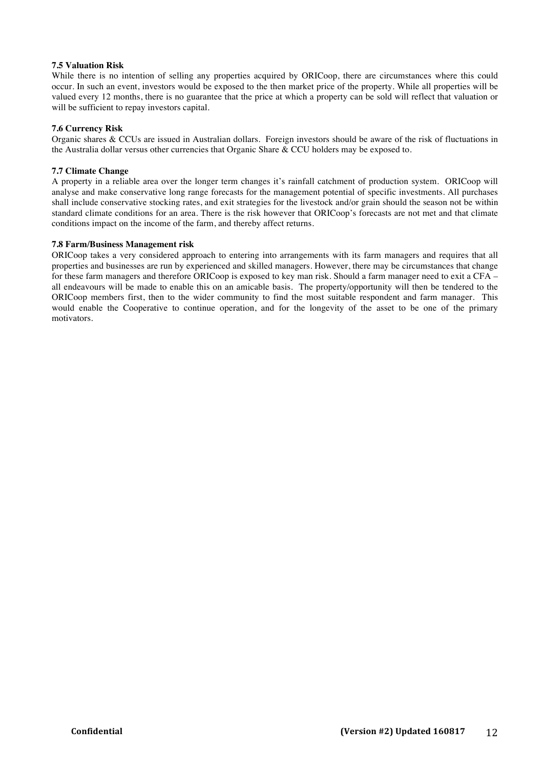### 7.5 Valuation Risk

While there is no intention of selling any properties acquired by ORICoop, there are circumstances where this could occur. In such an event, investors would be exposed to the then market price of the property. While all properties will be valued every 12 months, there is no guarantee that the price at which a property can be sold will reflect that valuation or will be sufficient to repay investors capital.

### 7.6 Currency Risk

Organic shares & CCUs are issued in Australian dollars. Foreign investors should be aware of the risk of fluctuations in the Australia dollar versus other currencies that Organic Share & CCU holders may be exposed to.

### 7.7 Climate Change

A property in a reliable area over the longer term changes it's rainfall catchment of production system. ORICoop will analyse and make conservative long range forecasts for the management potential of specific investments. All purchases shall include conservative stocking rates, and exit strategies for the livestock and/or grain should the season not be within standard climate conditions for an area. There is the risk however that ORICoop's forecasts are not met and that climate conditions impact on the income of the farm, and thereby affect returns.

### 7.8 Farm/Business Management risk

ORICoop takes a very considered approach to entering into arrangements with its farm managers and requires that all properties and businesses are run by experienced and skilled managers. However, there may be circumstances that change for these farm managers and therefore ORICoop is exposed to key man risk. Should a farm manager need to exit a CFA – all endeavours will be made to enable this on an amicable basis. The property/opportunity will then be tendered to the ORICoop members first, then to the wider community to find the most suitable respondent and farm manager. This would enable the Cooperative to continue operation, and for the longevity of the asset to be one of the primary motivators.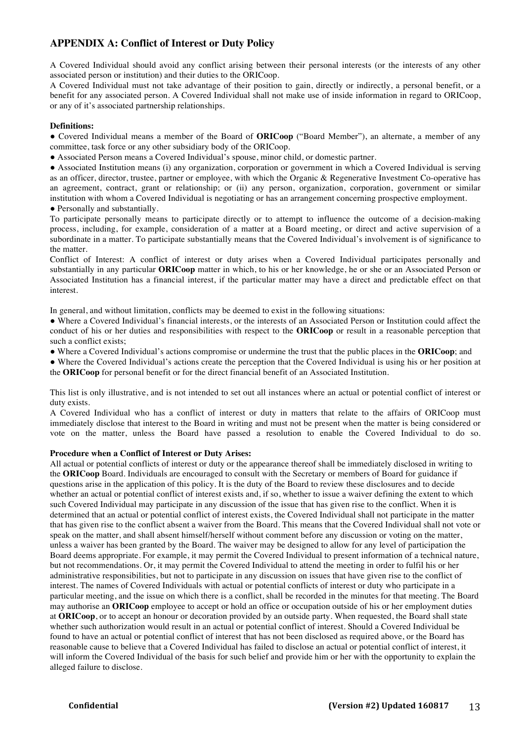## APPENDIX A: Conflict of Interest or Duty Policy

A Covered Individual should avoid any conflict arising between their personal interests (or the interests of any other associated person or institution) and their duties to the ORICoop.

A Covered Individual must not take advantage of their position to gain, directly or indirectly, a personal benefit, or a benefit for any associated person. A Covered Individual shall not make use of inside information in regard to ORICoop, or any of it's associated partnership relationships.

**Definitions:**

- Covered Individual means a member of the Board of **ORICoop** ("Board Member"), an alternate, a member of any committee, task force or any other subsidiary body of the ORICoop.
- Associated Person means a Covered Individual's spouse, minor child, or domestic partner.
- Associated Institution means (i) any organization, corporation or government in which a Covered Individual is serving as an officer, director, trustee, partner or employee, with which the Organic & Regenerative Investment Co-operative has an agreement, contract, grant or relationship; or (ii) any person, organization, corporation, government or similar institution with whom a Covered Individual is negotiating or has an arrangement concerning prospective employment.
- Personally and substantially.

To participate personally means to participate directly or to attempt to influence the outcome of a decision-making process, including, for example, consideration of a matter at a Board meeting, or direct and active supervision of a subordinate in a matter. To participate substantially means that the Covered Individual's involvement is of significance to the matter.

Conflict of Interest: A conflict of interest or duty arises when a Covered Individual participates personally and substantially in any particular **ORICoop** matter in which, to his or her knowledge, he or she or an Associated Person or Associated Institution has a financial interest, if the particular matter may have a direct and predictable effect on that interest.

In general, and without limitation, conflicts may be deemed to exist in the following situations:

- Where a Covered Individual's financial interests, or the interests of an Associated Person or Institution could affect the conduct of his or her duties and responsibilities with respect to the **ORICoop** or result in a reasonable perception that such a conflict exists;
- Where a Covered Individual's actions compromise or undermine the trust that the public places in the **ORICoop**; and
- Where the Covered Individual's actions create the perception that the Covered Individual is using his or her position at the **ORICoop** for personal benefit or for the direct financial benefit of an Associated Institution.

This list is only illustrative, and is not intended to set out all instances where an actual or potential conflict of interest or duty exists.

A Covered Individual who has a conflict of interest or duty in matters that relate to the affairs of ORICoop must immediately disclose that interest to the Board in writing and must not be present when the matter is being considered or vote on the matter, unless the Board have passed a resolution to enable the Covered Individual to do so.

**Procedure when a Conflict of Interest or Duty Arises:**

All actual or potential conflicts of interest or duty or the appearance thereof shall be immediately disclosed in writing to the **ORICoop** Board. Individuals are encouraged to consult with the Secretary or members of Board for guidance if questions arise in the application of this policy. It is the duty of the Board to review these disclosures and to decide whether an actual or potential conflict of interest exists and, if so, whether to issue a waiver defining the extent to which such Covered Individual may participate in any discussion of the issue that has given rise to the conflict. When it is determined that an actual or potential conflict of interest exists, the Covered Individual shall not participate in the matter that has given rise to the conflict absent a waiver from the Board. This means that the Covered Individual shall not vote or speak on the matter, and shall absent himself/herself without comment before any discussion or voting on the matter, unless a waiver has been granted by the Board. The waiver may be designed to allow for any level of participation the Board deems appropriate. For example, it may permit the Covered Individual to present information of a technical nature, but not recommendations. Or, it may permit the Covered Individual to attend the meeting in order to fulfil his or her administrative responsibilities, but not to participate in any discussion on issues that have given rise to the conflict of interest. The names of Covered Individuals with actual or potential conflicts of interest or duty who participate in a particular meeting, and the issue on which there is a conflict, shall be recorded in the minutes for that meeting. The Board may authorise an **ORICoop** employee to accept or hold an office or occupation outside of his or her employment duties at **ORICoop**, or to accept an honour or decoration provided by an outside party. When requested, the Board shall state whether such authorization would result in an actual or potential conflict of interest. Should a Covered Individual be found to have an actual or potential conflict of interest that has not been disclosed as required above, or the Board has reasonable cause to believe that a Covered Individual has failed to disclose an actual or potential conflict of interest, it will inform the Covered Individual of the basis for such belief and provide him or her with the opportunity to explain the alleged failure to disclose.